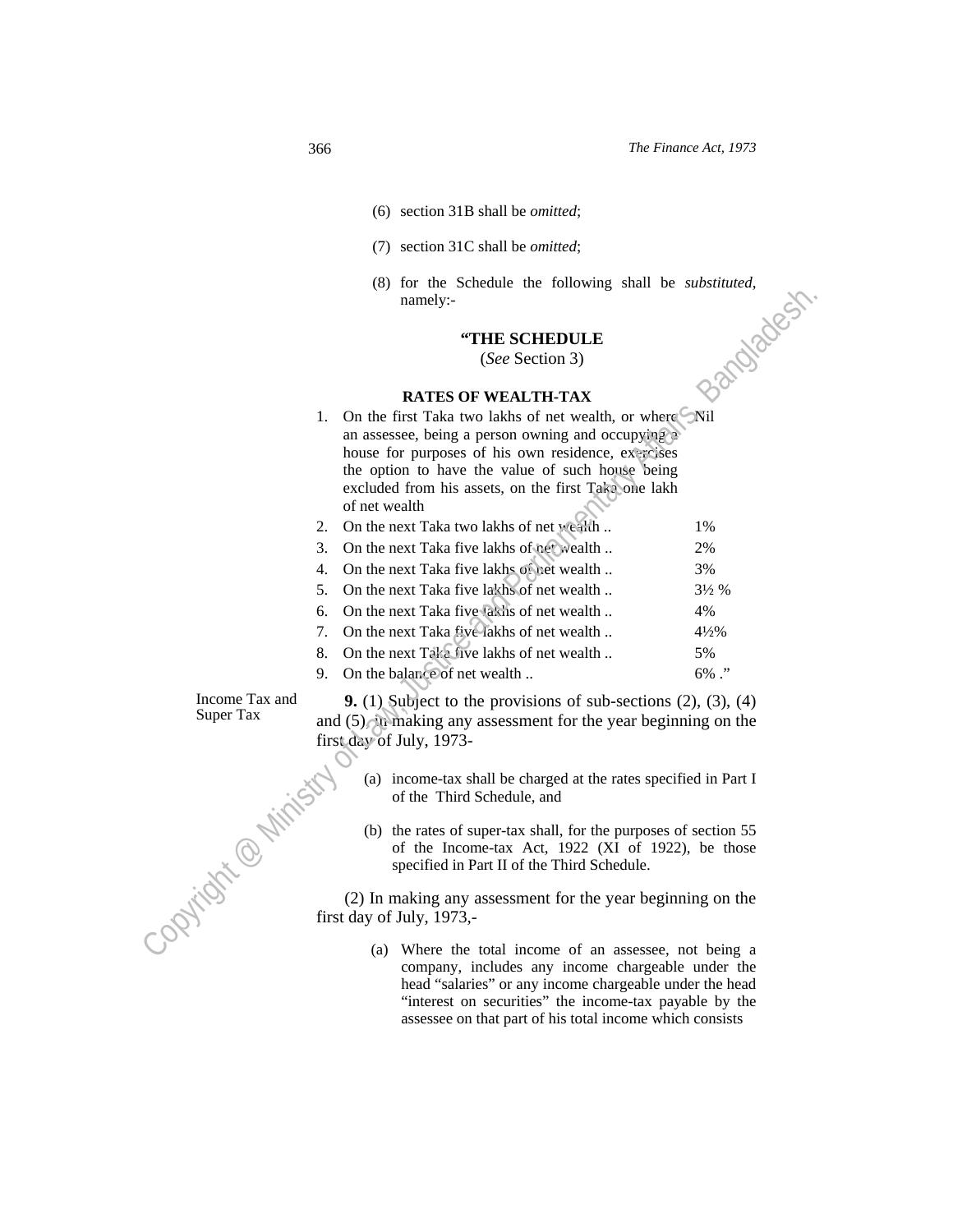(6) section 31B shall be *omitted*;

(7) section 31C shall be *omitted*;

(8) for the Schedule the following shall be *substituted*, namely:-

**"THE SCHEDULE**

(*See* Section 3)

**RATES OF WEALTH-TAX**

| | | |
|---|---|---|
| 1. | On the first Taka two lakhs of net wealth, or where an assessee, being a person owning and occupying a house for purposes of his own residence, exercises the option to have the value of such house being excluded from his assets, on the first Taka one lakh of net wealth | Nil |
| 2. | On the next Taka two lakhs of net wealth .. | 1% |
| 3. | On the next Taka five lakhs of net wealth .. | 2% |
| 4. | On the next Taka five lakhs of net wealth .. | 3% |
| 5. | On the next Taka five lakhs of net wealth .. | 3½ % |
| 6. | On the next Taka five lakhs of net wealth .. | 4% |
| 7. | On the next Taka five lakhs of net wealth .. | 4½% |
| 8. | On the next Taka five lakhs of net wealth .. | 5% |
| 9. | On the balance of net wealth .. | 6% ." |

Income Tax and Super Tax

**9.** (1) Subject to the provisions of sub-sections (2), (3), (4) and (5), in making any assessment for the year beginning on the first day of July, 1973-

(a) income-tax shall be charged at the rates specified in Part I of the Third Schedule, and

(b) the rates of super-tax shall, for the purposes of section 55 of the Income-tax Act, 1922 (XI of 1922), be those specified in Part II of the Third Schedule.

(2) In making any assessment for the year beginning on the first day of July, 1973,-

(a) Where the total income of an assessee, not being a company, includes any income chargeable under the head "salaries" or any income chargeable under the head "interest on securities" the income-tax payable by the assessee on that part of his total income which consists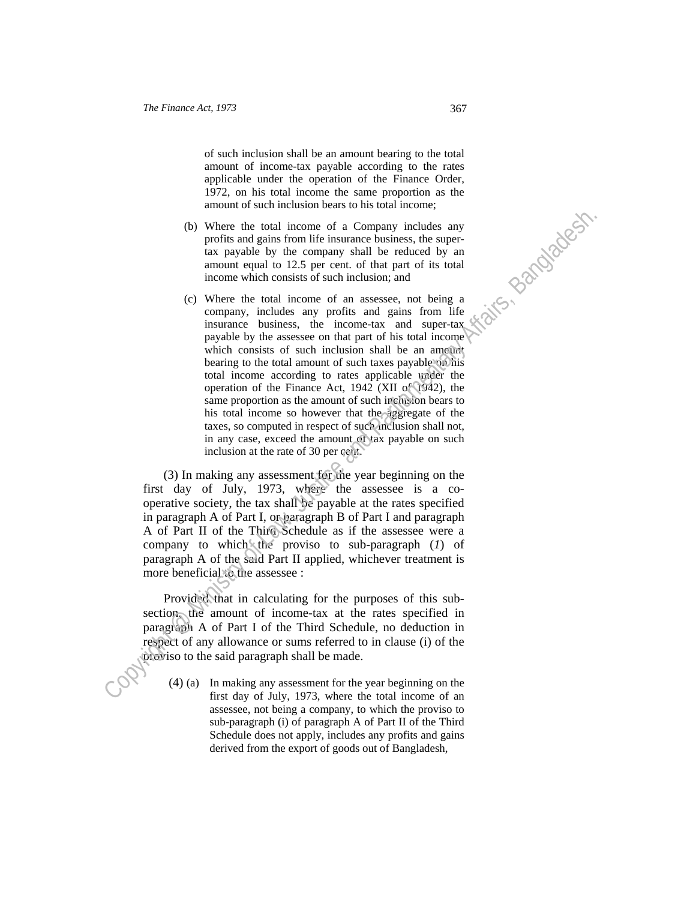of such inclusion shall be an amount bearing to the total amount of income-tax payable according to the rates applicable under the operation of the Finance Order, 1972, on his total income the same proportion as the amount of such inclusion bears to his total income;

(b) Where the total income of a Company includes any profits and gains from life insurance business, the super-tax payable by the company shall be reduced by an amount equal to 12.5 per cent. of that part of its total income which consists of such inclusion; and

(c) Where the total income of an assessee, not being a company, includes any profits and gains from life insurance business, the income-tax and super-tax payable by the assessee on that part of his total income which consists of such inclusion shall be an amount bearing to the total amount of such taxes payable on his total income according to rates applicable under the operation of the Finance Act, 1942 (XII of 1942), the same proportion as the amount of such inclusion bears to his total income so however that the aggregate of the taxes, so computed in respect of such inclusion shall not, in any case, exceed the amount of tax payable on such inclusion at the rate of 30 per cent.

(3) In making any assessment for the year beginning on the first day of July, 1973, where the assessee is a co-operative society, the tax shall be payable at the rates specified in paragraph A of Part I, or paragraph B of Part I and paragraph A of Part II of the Third Schedule as if the assessee were a company to which the proviso to sub-paragraph (*1*) of paragraph A of the said Part II applied, whichever treatment is more beneficial to the assessee :

Provided that in calculating for the purposes of this sub-section, the amount of income-tax at the rates specified in paragraph A of Part I of the Third Schedule, no deduction in respect of any allowance or sums referred to in clause (i) of the proviso to the said paragraph shall be made.

(4) (a) In making any assessment for the year beginning on the first day of July, 1973, where the total income of an assessee, not being a company, to which the proviso to sub-paragraph (i) of paragraph A of Part II of the Third Schedule does not apply, includes any profits and gains derived from the export of goods out of Bangladesh,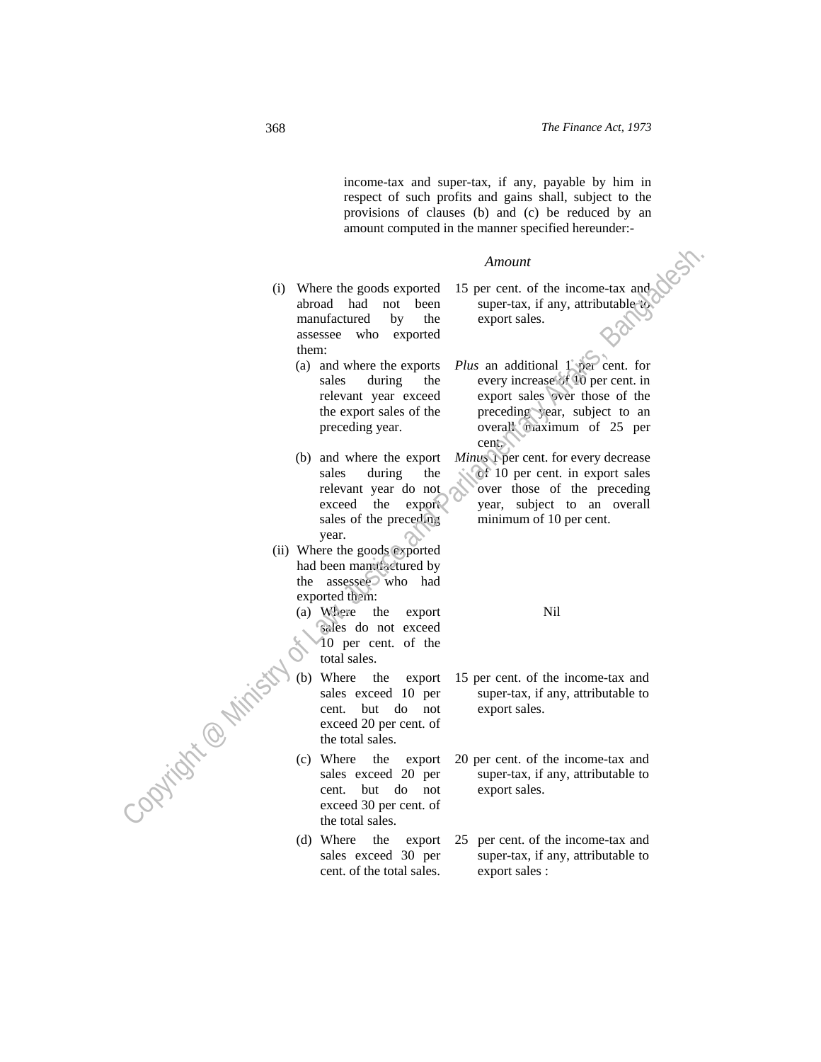income-tax and super-tax, if any, payable by him in respect of such profits and gains shall, subject to the provisions of clauses (b) and (c) be reduced by an amount computed in the manner specified hereunder:-

| | *Amount* |
|---|---|
| (i) Where the goods exported abroad had not been manufactured by the assessee who exported them: | 15 per cent. of the income-tax and super-tax, if any, attributable to export sales. |
| (a) and where the exports sales during the relevant year exceed the export sales of the preceding year. | *Plus* an additional 1 per cent. for every increase of 10 per cent. in export sales over those of the preceding year, subject to an overall maximum of 25 per cent. |
| (b) and where the export sales during the relevant year do not exceed the export sales of the preceding year. | *Minus* 1 per cent. for every decrease of 10 per cent. in export sales over those of the preceding year, subject to an overall minimum of 10 per cent. |
| (ii) Where the goods exported had been manufactured by the assessee who had exported them: | |
| (a) Where the export sales do not exceed 10 per cent. of the total sales. | Nil |
| (b) Where the export sales exceed 10 per cent. but do not exceed 20 per cent. of the total sales. | 15 per cent. of the income-tax and super-tax, if any, attributable to export sales. |
| (c) Where the export sales exceed 20 per cent. but do not exceed 30 per cent. of the total sales. | 20 per cent. of the income-tax and super-tax, if any, attributable to export sales. |
| (d) Where the export sales exceed 30 per cent. of the total sales. | 25 per cent. of the income-tax and super-tax, if any, attributable to export sales : |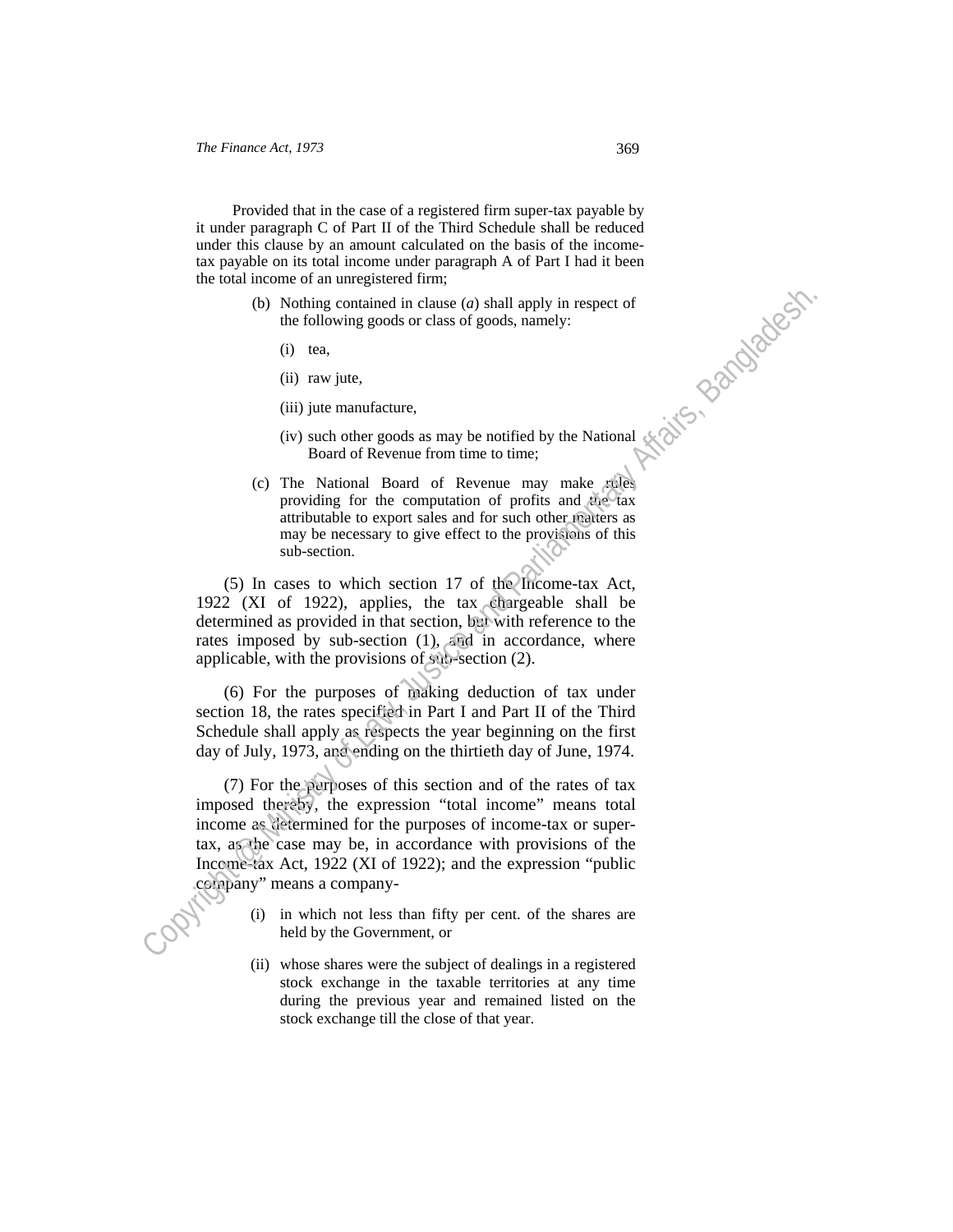Provided that in the case of a registered firm super-tax payable by it under paragraph C of Part II of the Third Schedule shall be reduced under this clause by an amount calculated on the basis of the income-tax payable on its total income under paragraph A of Part I had it been the total income of an unregistered firm;

(b) Nothing contained in clause (*a*) shall apply in respect of the following goods or class of goods, namely:

(i) tea,

(ii) raw jute,

(iii) jute manufacture,

(iv) such other goods as may be notified by the National Board of Revenue from time to time;

(c) The National Board of Revenue may make rules providing for the computation of profits and the tax attributable to export sales and for such other matters as may be necessary to give effect to the provisions of this sub-section.

(5) In cases to which section 17 of the Income-tax Act, 1922 (XI of 1922), applies, the tax chargeable shall be determined as provided in that section, but with reference to the rates imposed by sub-section (1), and in accordance, where applicable, with the provisions of sub-section (2).

(6) For the purposes of making deduction of tax under section 18, the rates specified in Part I and Part II of the Third Schedule shall apply as respects the year beginning on the first day of July, 1973, and ending on the thirtieth day of June, 1974.

(7) For the purposes of this section and of the rates of tax imposed thereby, the expression "total income" means total income as determined for the purposes of income-tax or super-tax, as the case may be, in accordance with provisions of the Income-tax Act, 1922 (XI of 1922); and the expression "public company" means a company-

(i) in which not less than fifty per cent. of the shares are held by the Government, or

(ii) whose shares were the subject of dealings in a registered stock exchange in the taxable territories at any time during the previous year and remained listed on the stock exchange till the close of that year.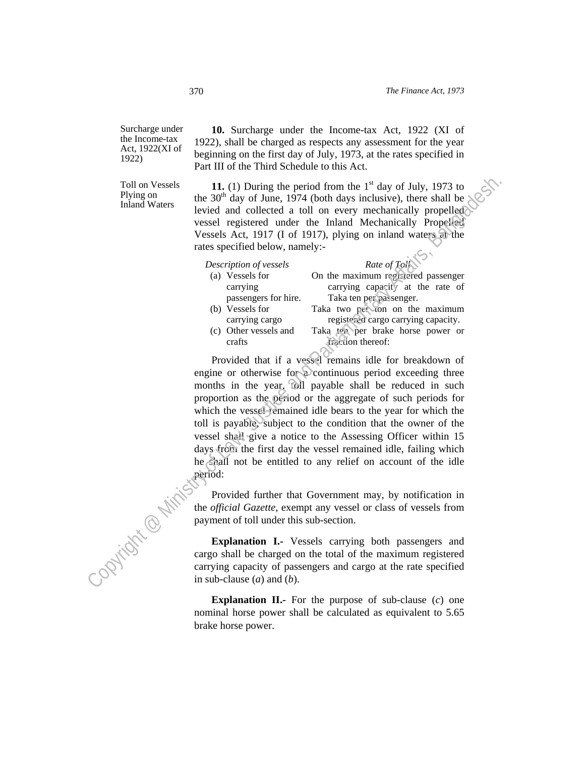Surcharge under the Income-tax Act, 1922(XI of 1922)

**10.** Surcharge under the Income-tax Act, 1922 (XI of 1922), shall be charged as respects any assessment for the year beginning on the first day of July, 1973, at the rates specified in Part III of the Third Schedule to this Act.

Toll on Vessels Plying on Inland Waters

**11.** (1) During the period from the 1st day of July, 1973 to the 30th day of June, 1974 (both days inclusive), there shall be levied and collected a toll on every mechanically propelled vessel registered under the Inland Mechanically Propelled Vessels Act, 1917 (I of 1917), plying on inland waters at the rates specified below, namely:-

| *Description of vessels* | *Rate of Toll* |
|---|---|
| (a) Vessels for carrying passengers for hire. | On the maximum registered passenger carrying capacity at the rate of Taka ten per passenger. |
| (b) Vessels for carrying cargo | Taka two per ton on the maximum registered cargo carrying capacity. |
| (c) Other vessels and crafts | Taka ten per brake horse power or fraction thereof: |

Provided that if a vessel remains idle for breakdown of engine or otherwise for a continuous period exceeding three months in the year, toll payable shall be reduced in such proportion as the period or the aggregate of such periods for which the vessel remained idle bears to the year for which the toll is payable, subject to the condition that the owner of the vessel shall give a notice to the Assessing Officer within 15 days from the first day the vessel remained idle, failing which he shall not be entitled to any relief on account of the idle period:

Provided further that Government may, by notification in the *official Gazette*, exempt any vessel or class of vessels from payment of toll under this sub-section.

**Explanation I.**- Vessels carrying both passengers and cargo shall be charged on the total of the maximum registered carrying capacity of passengers and cargo at the rate specified in sub-clause (*a*) and (*b*).

**Explanation II.**- For the purpose of sub-clause (*c*) one nominal horse power shall be calculated as equivalent to 5.65 brake horse power.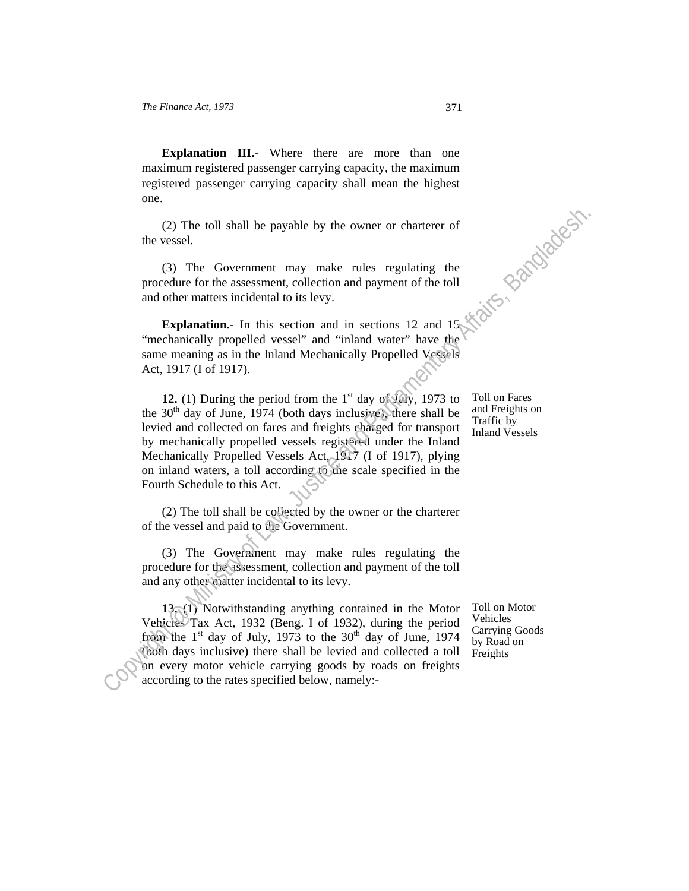**Explanation III.-** Where there are more than one maximum registered passenger carrying capacity, the maximum registered passenger carrying capacity shall mean the highest one.

(2) The toll shall be payable by the owner or charterer of the vessel.

(3) The Government may make rules regulating the procedure for the assessment, collection and payment of the toll and other matters incidental to its levy.

**Explanation.-** In this section and in sections 12 and 15 "mechanically propelled vessel" and "inland water" have the same meaning as in the Inland Mechanically Propelled Vessels Act, 1917 (I of 1917).

Toll on Fares and Freights on Traffic by Inland Vessels

**12.** (1) During the period from the 1st day of July, 1973 to the 30th day of June, 1974 (both days inclusive), there shall be levied and collected on fares and freights charged for transport by mechanically propelled vessels registered under the Inland Mechanically Propelled Vessels Act, 1917 (I of 1917), plying on inland waters, a toll according to the scale specified in the Fourth Schedule to this Act.

(2) The toll shall be collected by the owner or the charterer of the vessel and paid to the Government.

(3) The Government may make rules regulating the procedure for the assessment, collection and payment of the toll and any other matter incidental to its levy.

Toll on Motor Vehicles Carrying Goods by Road on Freights

**13.** (1) Notwithstanding anything contained in the Motor Vehicles Tax Act, 1932 (Beng. I of 1932), during the period from the 1st day of July, 1973 to the 30th day of June, 1974 (both days inclusive) there shall be levied and collected a toll on every motor vehicle carrying goods by roads on freights according to the rates specified below, namely:-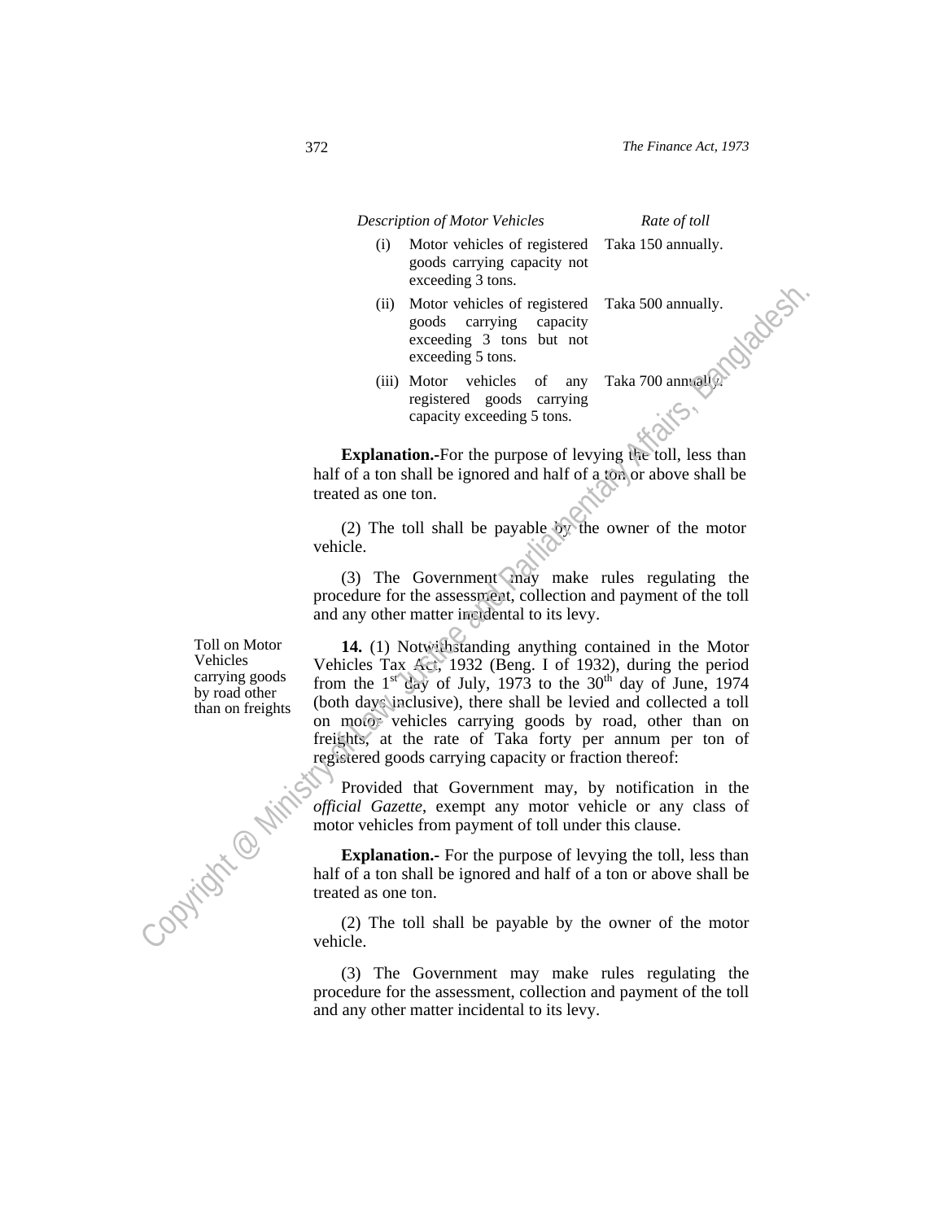| Description of Motor Vehicles | Rate of toll |
|---|---|
| (i) Motor vehicles of registered goods carrying capacity not exceeding 3 tons. | Taka 150 annually. |
| (ii) Motor vehicles of registered goods carrying capacity exceeding 3 tons but not exceeding 5 tons. | Taka 500 annually. |
| (iii) Motor vehicles of any registered goods carrying capacity exceeding 5 tons. | Taka 700 annually. |

**Explanation.**-For the purpose of levying the toll, less than half of a ton shall be ignored and half of a ton or above shall be treated as one ton.

(2) The toll shall be payable by the owner of the motor vehicle.

(3) The Government may make rules regulating the procedure for the assessment, collection and payment of the toll and any other matter incidental to its levy.

Toll on Motor Vehicles carrying goods by road other than on freights

**14.** (1) Notwithstanding anything contained in the Motor Vehicles Tax Act, 1932 (Beng. I of 1932), during the period from the 1st day of July, 1973 to the 30th day of June, 1974 (both days inclusive), there shall be levied and collected a toll on motor vehicles carrying goods by road, other than on freights, at the rate of Taka forty per annum per ton of registered goods carrying capacity or fraction thereof:

Provided that Government may, by notification in the *official Gazette*, exempt any motor vehicle or any class of motor vehicles from payment of toll under this clause.

**Explanation.**- For the purpose of levying the toll, less than half of a ton shall be ignored and half of a ton or above shall be treated as one ton.

(2) The toll shall be payable by the owner of the motor vehicle.

(3) The Government may make rules regulating the procedure for the assessment, collection and payment of the toll and any other matter incidental to its levy.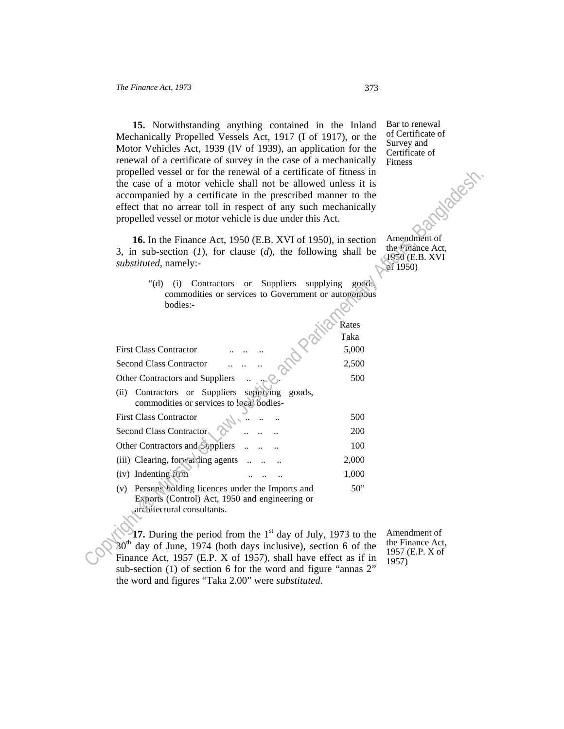**15.** Notwithstanding anything contained in the Inland Mechanically Propelled Vessels Act, 1917 (I of 1917), or the Motor Vehicles Act, 1939 (IV of 1939), an application for the renewal of a certificate of survey in the case of a mechanically propelled vessel or for the renewal of a certificate of fitness in the case of a motor vehicle shall not be allowed unless it is accompanied by a certificate in the prescribed manner to the effect that no arrear toll in respect of any such mechanically propelled vessel or motor vehicle is due under this Act.

Bar to renewal of Certificate of Survey and Certificate of Fitness

**16.** In the Finance Act, 1950 (E.B. XVI of 1950), in section 3, in sub-section (*1*), for clause (*d*), the following shall be *substituted*, namely:-

Amendment of the Finance Act, 1950 (E.B. XVI of 1950)

"(d) (i) Contractors or Suppliers supplying goods, commodities or services to Government or autonomous bodies:-

| | Rates Taka |
|---|---|
| First Class Contractor .. .. .. | 5,000 |
| Second Class Contractor .. .. .. | 2,500 |
| Other Contractors and Suppliers .. .. .. | 500 |
| (ii) Contractors or Suppliers supplying goods, commodities or services to local bodies- | |
| First Class Contractor .. .. .. | 500 |
| Second Class Contractor .. .. .. | 200 |
| Other Contractors and Suppliers .. .. .. | 100 |
| (iii) Clearing, forwarding agents .. .. .. | 2,000 |
| (iv) Indenting firm .. .. .. | 1,000 |
| (v) Persons holding licences under the Imports and Exports (Control) Act, 1950 and engineering or architectural consultants. | 50" |

**17.** During the period from the 1st day of July, 1973 to the 30th day of June, 1974 (both days inclusive), section 6 of the Finance Act, 1957 (E.P. X of 1957), shall have effect as if in sub-section (1) of section 6 for the word and figure "annas 2" the word and figures "Taka 2.00" were *substituted*.

Amendment of the Finance Act, 1957 (E.P. X of 1957)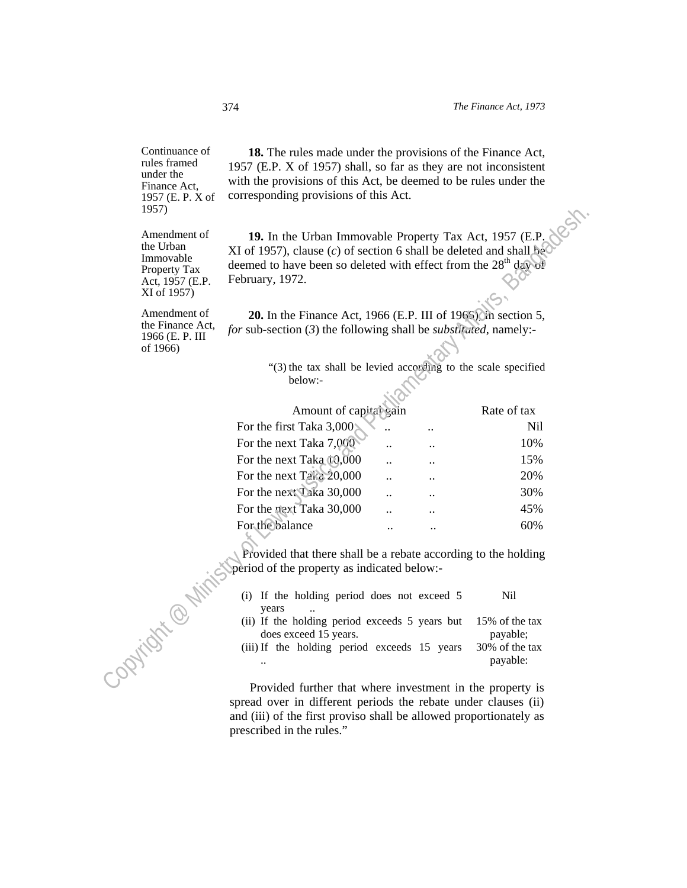Continuance of rules framed under the Finance Act, 1957 (E. P. X of 1957)

**18.** The rules made under the provisions of the Finance Act, 1957 (E.P. X of 1957) shall, so far as they are not inconsistent with the provisions of this Act, be deemed to be rules under the corresponding provisions of this Act.

Amendment of the Urban Immovable Property Tax Act, 1957 (E.P. XI of 1957)

**19.** In the Urban Immovable Property Tax Act, 1957 (E.P. XI of 1957), clause (*c*) of section 6 shall be deleted and shall be deemed to have been so deleted with effect from the 28th day of February, 1972.

Amendment of the Finance Act, 1966 (E. P. III of 1966)

**20.** In the Finance Act, 1966 (E.P. III of 1966), in section 5, *for* sub-section (*3*) the following shall be *substituted*, namely:-

"(3) the tax shall be levied according to the scale specified below:-

| Amount of capital gain | Rate of tax |
|---|---|
| For the first Taka 3,000 .. .. | Nil |
| For the next Taka 7,000 .. .. | 10% |
| For the next Taka 10,000 .. .. | 15% |
| For the next Taka 20,000 .. .. | 20% |
| For the next Taka 30,000 .. .. | 30% |
| For the next Taka 30,000 .. .. | 45% |
| For the balance .. .. | 60% |

Provided that there shall be a rebate according to the holding period of the property as indicated below:-

| | |
|---|---|
| (i) If the holding period does not exceed 5 years .. | Nil |
| (ii) If the holding period exceeds 5 years but does exceed 15 years. | 15% of the tax payable; |
| (iii) If the holding period exceeds 15 years .. | 30% of the tax payable: |

Provided further that where investment in the property is spread over in different periods the rebate under clauses (ii) and (iii) of the first proviso shall be allowed proportionately as prescribed in the rules."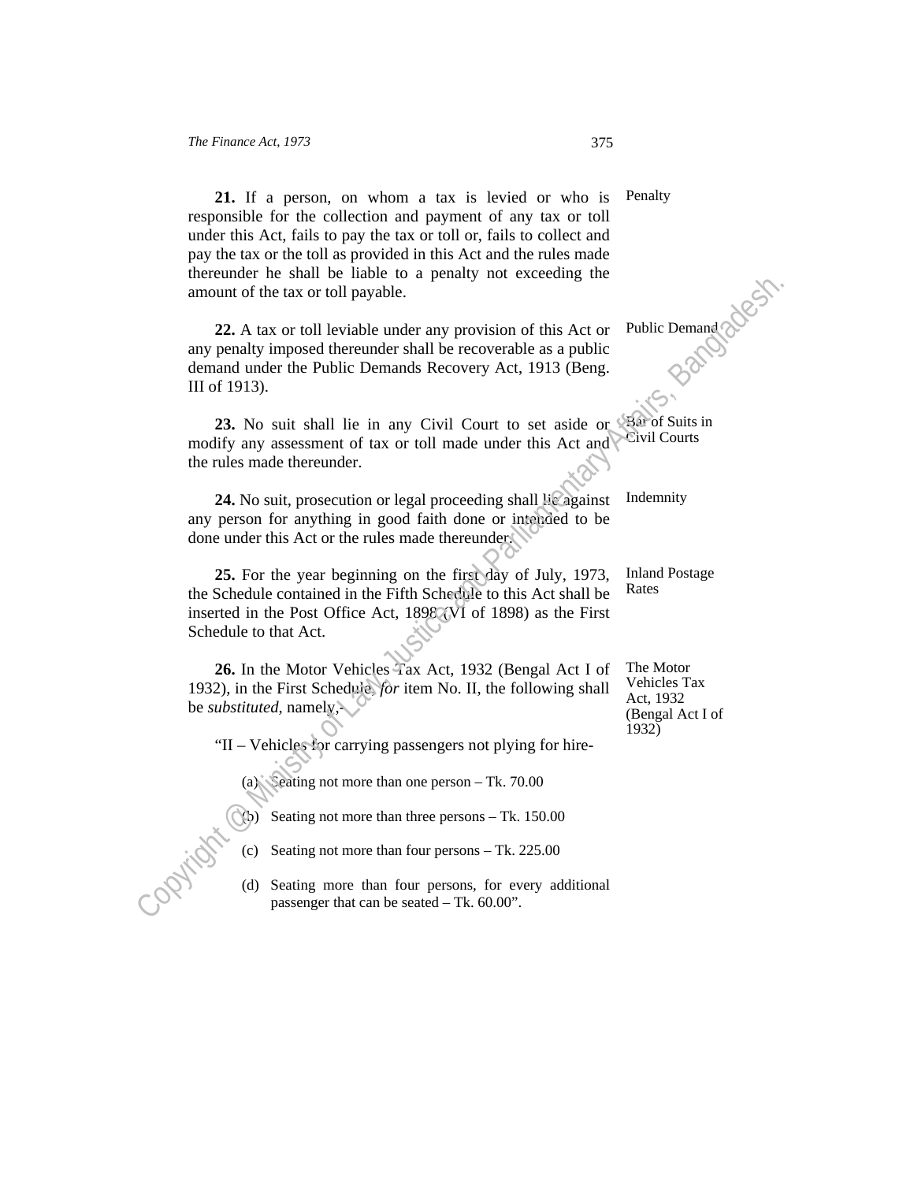**21.** If a person, on whom a tax is levied or who is responsible for the collection and payment of any tax or toll under this Act, fails to pay the tax or toll or, fails to collect and pay the tax or the toll as provided in this Act and the rules made thereunder he shall be liable to a penalty not exceeding the amount of the tax or toll payable.

Penalty

**22.** A tax or toll leviable under any provision of this Act or any penalty imposed thereunder shall be recoverable as a public demand under the Public Demands Recovery Act, 1913 (Beng. III of 1913).

Public Demand

**23.** No suit shall lie in any Civil Court to set aside or modify any assessment of tax or toll made under this Act and the rules made thereunder.

Bar of Suits in Civil Courts

**24.** No suit, prosecution or legal proceeding shall lie against any person for anything in good faith done or intended to be done under this Act or the rules made thereunder.

Indemnity

**25.** For the year beginning on the first day of July, 1973, the Schedule contained in the Fifth Schedule to this Act shall be inserted in the Post Office Act, 1898 (VI of 1898) as the First Schedule to that Act.

Inland Postage Rates

**26.** In the Motor Vehicles Tax Act, 1932 (Bengal Act I of 1932), in the First Schedule, *for* item No. II, the following shall be *substituted,* namely,-

The Motor Vehicles Tax Act, 1932 (Bengal Act I of 1932)

"II – Vehicles for carrying passengers not plying for hire-

(a) Seating not more than one person – Tk. 70.00

(b) Seating not more than three persons – Tk. 150.00

(c) Seating not more than four persons – Tk. 225.00

(d) Seating more than four persons, for every additional passenger that can be seated – Tk. 60.00".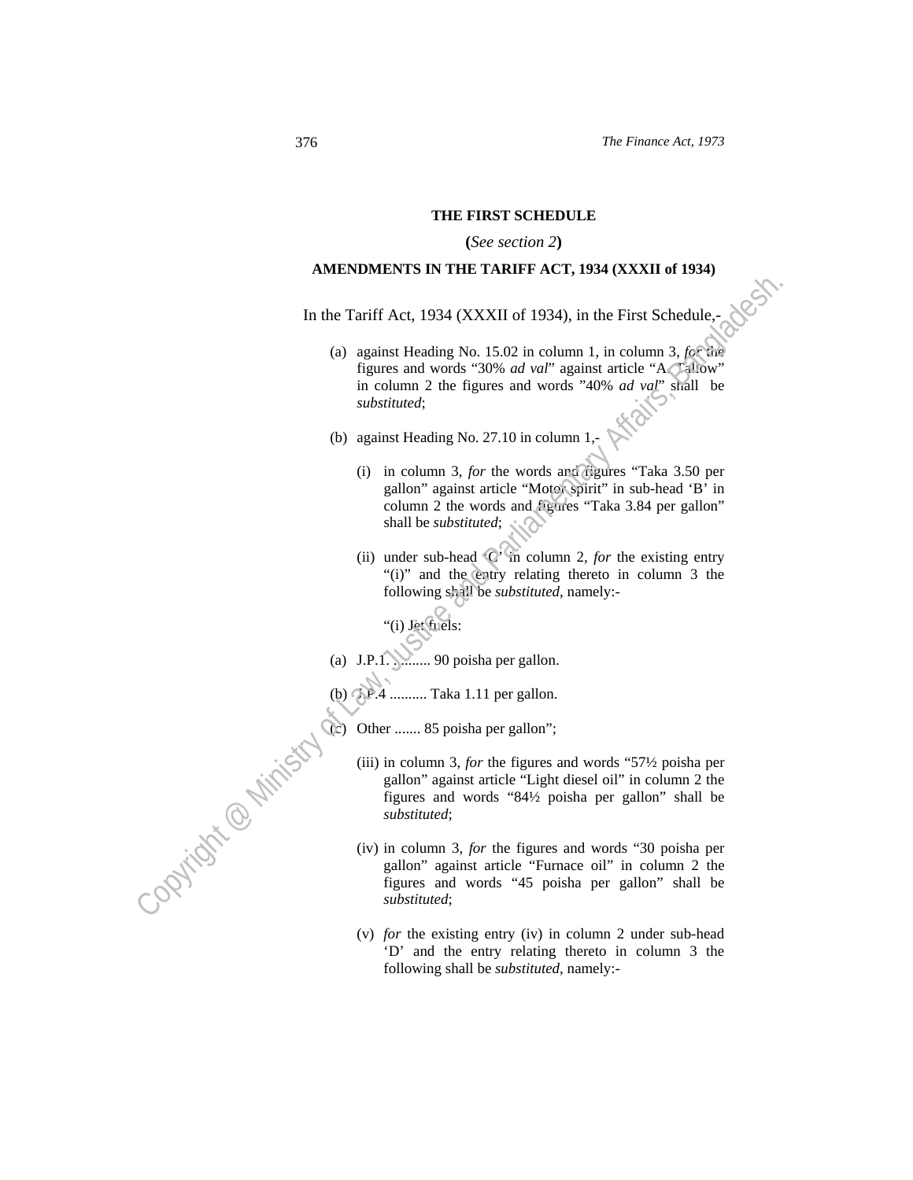**THE FIRST SCHEDULE**

**(***See section 2***)**

**AMENDMENTS IN THE TARIFF ACT, 1934 (XXXII of 1934)**

In the Tariff Act, 1934 (XXXII of 1934), in the First Schedule,-

(a) against Heading No. 15.02 in column 1, in column 3, *for* the figures and words "30% *ad val*" against article "A. Tallow" in column 2 the figures and words "40% *ad val*" shall be *substituted*;

(b) against Heading No. 27.10 in column 1,-

(i) in column 3, *for* the words and figures "Taka 3.50 per gallon" against article "Motor spirit" in sub-head 'B' in column 2 the words and figures "Taka 3.84 per gallon" shall be *substituted*;

(ii) under sub-head 'C' in column 2, *for* the existing entry "(i)" and the entry relating thereto in column 3 the following shall be *substituted*, namely:-

"(i) Jet fuels:

(a) J.P.1. .......... 90 poisha per gallon.

(b) J.P.4 .......... Taka 1.11 per gallon.

(c) Other ....... 85 poisha per gallon";

(iii) in column 3, *for* the figures and words "57½ poisha per gallon" against article "Light diesel oil" in column 2 the figures and words "84½ poisha per gallon" shall be *substituted*;

(iv) in column 3, *for* the figures and words "30 poisha per gallon" against article "Furnace oil" in column 2 the figures and words "45 poisha per gallon" shall be *substituted*;

(v) *for* the existing entry (iv) in column 2 under sub-head 'D' and the entry relating thereto in column 3 the following shall be *substituted*, namely:-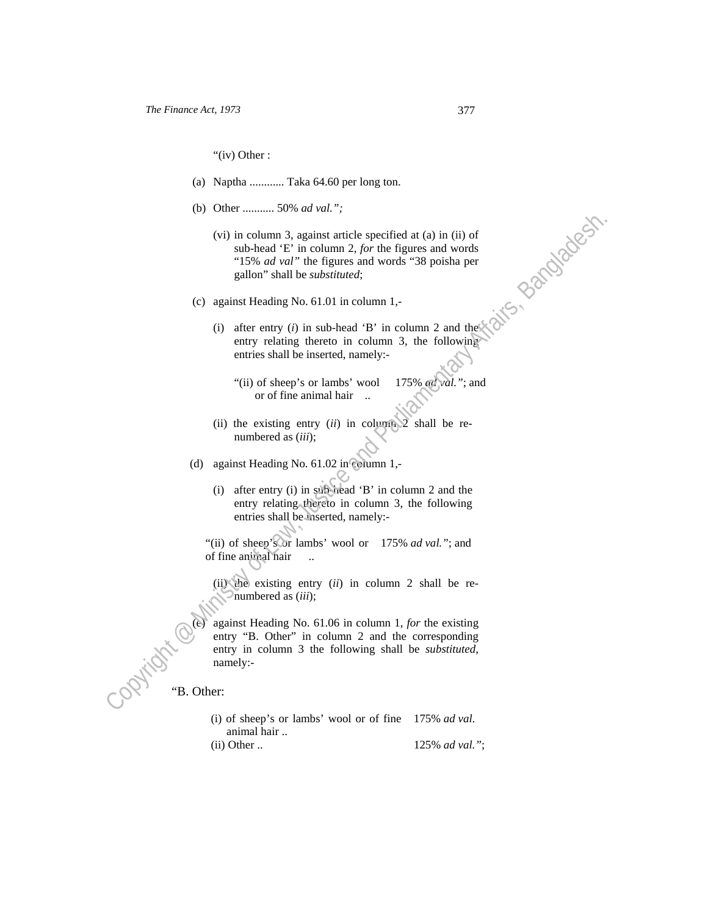"(iv) Other :

(a) Naptha ............ Taka 64.60 per long ton.

(b) Other ........... 50% *ad val.";*

(vi) in column 3, against article specified at (a) in (ii) of sub-head 'E' in column 2, *for* the figures and words "15% *ad val"* the figures and words "38 poisha per gallon" shall be *substituted*;

(c) against Heading No. 61.01 in column 1,-

(i) after entry (*i*) in sub-head 'B' in column 2 and the entry relating thereto in column 3, the following entries shall be inserted, namely:-

"(ii) of sheep's or lambs' wool or of fine animal hair .. 175% *ad val."*; and

(ii) the existing entry (*ii*) in column 2 shall be re-numbered as (*iii*);

(d) against Heading No. 61.02 in column 1,-

(i) after entry (i) in sub-head 'B' in column 2 and the entry relating thereto in column 3, the following entries shall be inserted, namely:-

"(ii) of sheep's or lambs' wool or of fine animal hair .. 175% *ad val."*; and

(ii) the existing entry (*ii*) in column 2 shall be re-numbered as (*iii*);

(e) against Heading No. 61.06 in column 1, *for* the existing entry "B. Other" in column 2 and the corresponding entry in column 3 the following shall be *substituted*, namely:-

"B. Other:

| | |
|---|---|
| (i) of sheep's or lambs' wool or of fine animal hair .. | 175% *ad val.* |
| (ii) Other .. | 125% *ad val."*; |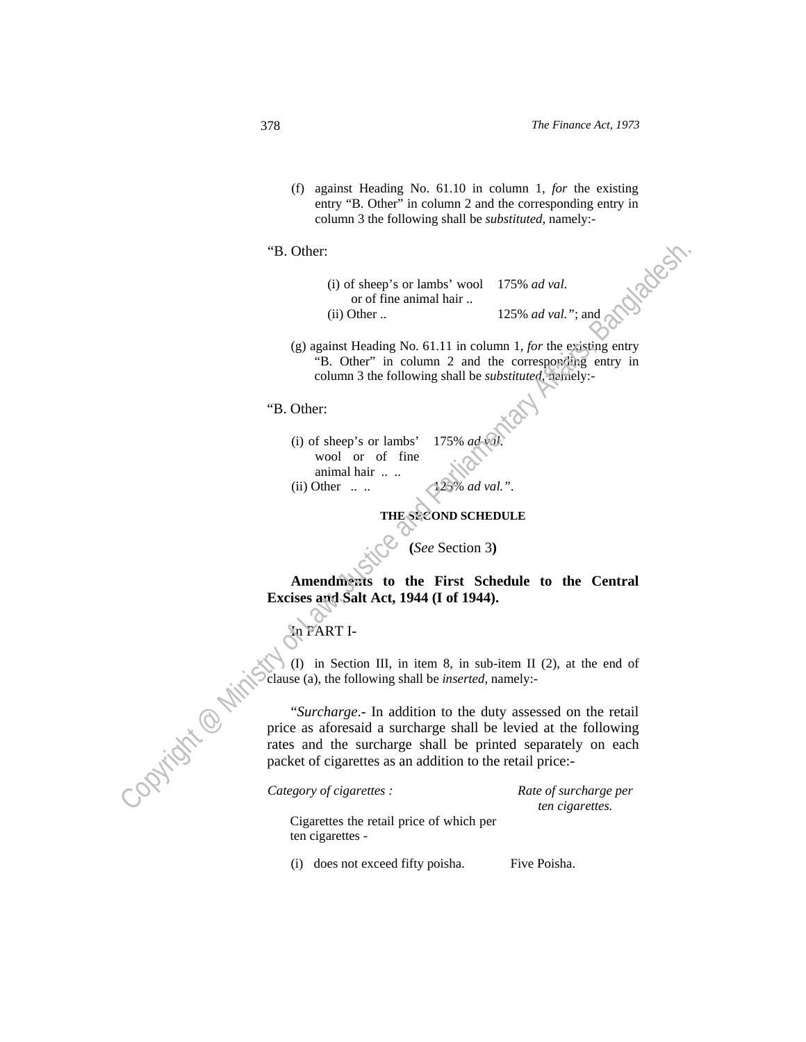(f) against Heading No. 61.10 in column 1, *for* the existing entry "B. Other" in column 2 and the corresponding entry in column 3 the following shall be *substituted*, namely:-

"B. Other:

| | |
|---|---|
| (i) of sheep's or lambs' wool or of fine animal hair .. | 175% *ad val.* |
| (ii) Other .. | 125% *ad val."*; and |

(g) against Heading No. 61.11 in column 1, *for* the existing entry "B. Other" in column 2 and the corresponding entry in column 3 the following shall be *substituted*, namely:-

"B. Other:

| | |
|---|---|
| (i) of sheep's or lambs' wool or of fine animal hair .. .. | 175% *ad val.* |
| (ii) Other .. .. | 125% *ad val."*. |

**THE SECOND SCHEDULE**

**(***See* Section 3**)**

**Amendments to the First Schedule to the Central Excises and Salt Act, 1944 (I of 1944).**

In PART I-

(I) in Section III, in item 8, in sub-item II (2), at the end of clause (a), the following shall be *inserted*, namely:-

"*Surcharge*.- In addition to the duty assessed on the retail price as aforesaid a surcharge shall be levied at the following rates and the surcharge shall be printed separately on each packet of cigarettes as an addition to the retail price:-

| *Category of cigarettes :* | *Rate of surcharge per ten cigarettes.* |
|---|---|
| Cigarettes the retail price of which per ten cigarettes - | |
| (i) does not exceed fifty poisha. | Five Poisha. |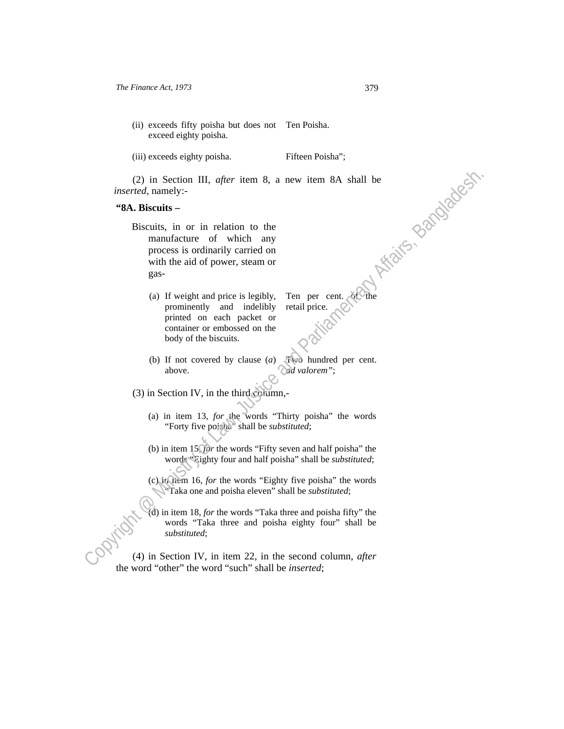(ii) exceeds fifty poisha but does not exceed eighty poisha. Ten Poisha.

(iii) exceeds eighty poisha. Fifteen Poisha";

(2) in Section III, *after* item 8, a new item 8A shall be *inserted*, namely:-

**"8A. Biscuits –**

Biscuits, in or in relation to the manufacture of which any process is ordinarily carried on with the aid of power, steam or gas-

(a) If weight and price is legibly, prominently and indelibly printed on each packet or container or embossed on the body of the biscuits. Ten per cent. of the retail price.

(b) If not covered by clause (*a*) above. Two hundred per cent. *ad valorem"*;

(3) in Section IV, in the third column,-

(a) in item 13, *for* the words "Thirty poisha" the words "Forty five poisha" shall be *substituted*;

(b) in item 15, *for* the words "Fifty seven and half poisha" the words "Eighty four and half poisha" shall be *substituted*;

(c) in item 16, *for* the words "Eighty five poisha" the words "Taka one and poisha eleven" shall be *substituted*;

(d) in item 18, *for* the words "Taka three and poisha fifty" the words "Taka three and poisha eighty four" shall be *substituted*;

(4) in Section IV, in item 22, in the second column, *after* the word "other" the word "such" shall be *inserted*;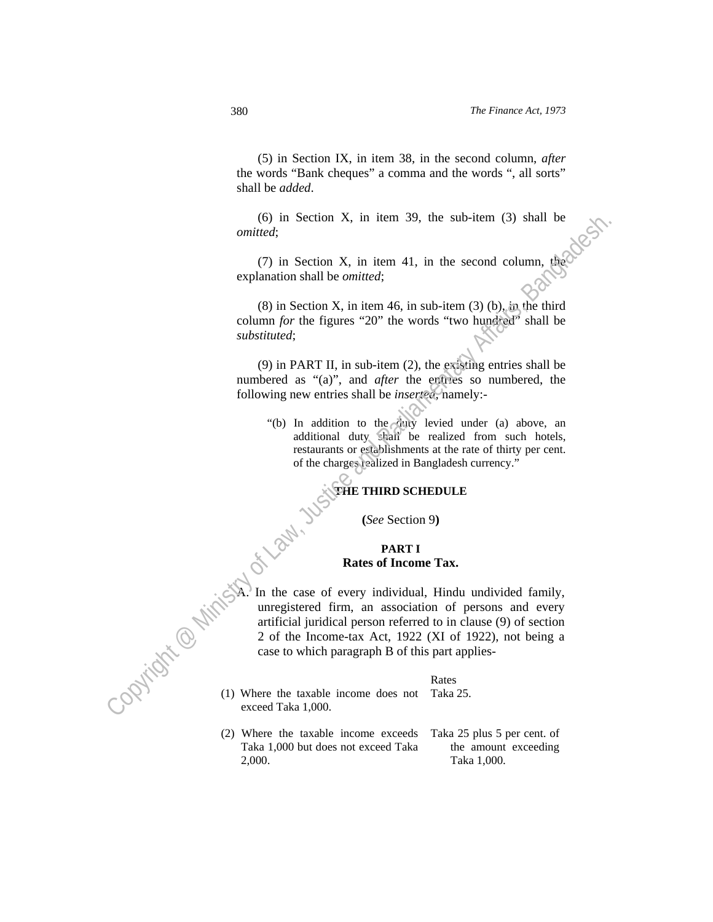(5) in Section IX, in item 38, in the second column, *after* the words "Bank cheques" a comma and the words ", all sorts" shall be *added*.

(6) in Section X, in item 39, the sub-item (3) shall be *omitted*;

(7) in Section X, in item 41, in the second column, the explanation shall be *omitted*;

(8) in Section X, in item 46, in sub-item (3) (b), in the third column *for* the figures "20" the words "two hundred" shall be *substituted*;

(9) in PART II, in sub-item (2), the existing entries shall be numbered as "(a)", and *after* the entries so numbered, the following new entries shall be *inserted*, namely:-

> "(b) In addition to the duty levied under (a) above, an additional duty shall be realized from such hotels, restaurants or establishments at the rate of thirty per cent. of the charges realized in Bangladesh currency."

## THE THIRD SCHEDULE

**(*See* Section 9)**

### PART I
### Rates of Income Tax.

A. In the case of every individual, Hindu undivided family, unregistered firm, an association of persons and every artificial juridical person referred to in clause (9) of section 2 of the Income-tax Act, 1922 (XI of 1922), not being a case to which paragraph B of this part applies-

| | Rates |
|---|---|
| (1) Where the taxable income does not exceed Taka 1,000. | Taka 25. |
| (2) Where the taxable income exceeds Taka 1,000 but does not exceed Taka 2,000. | Taka 25 plus 5 per cent. of the amount exceeding Taka 1,000. |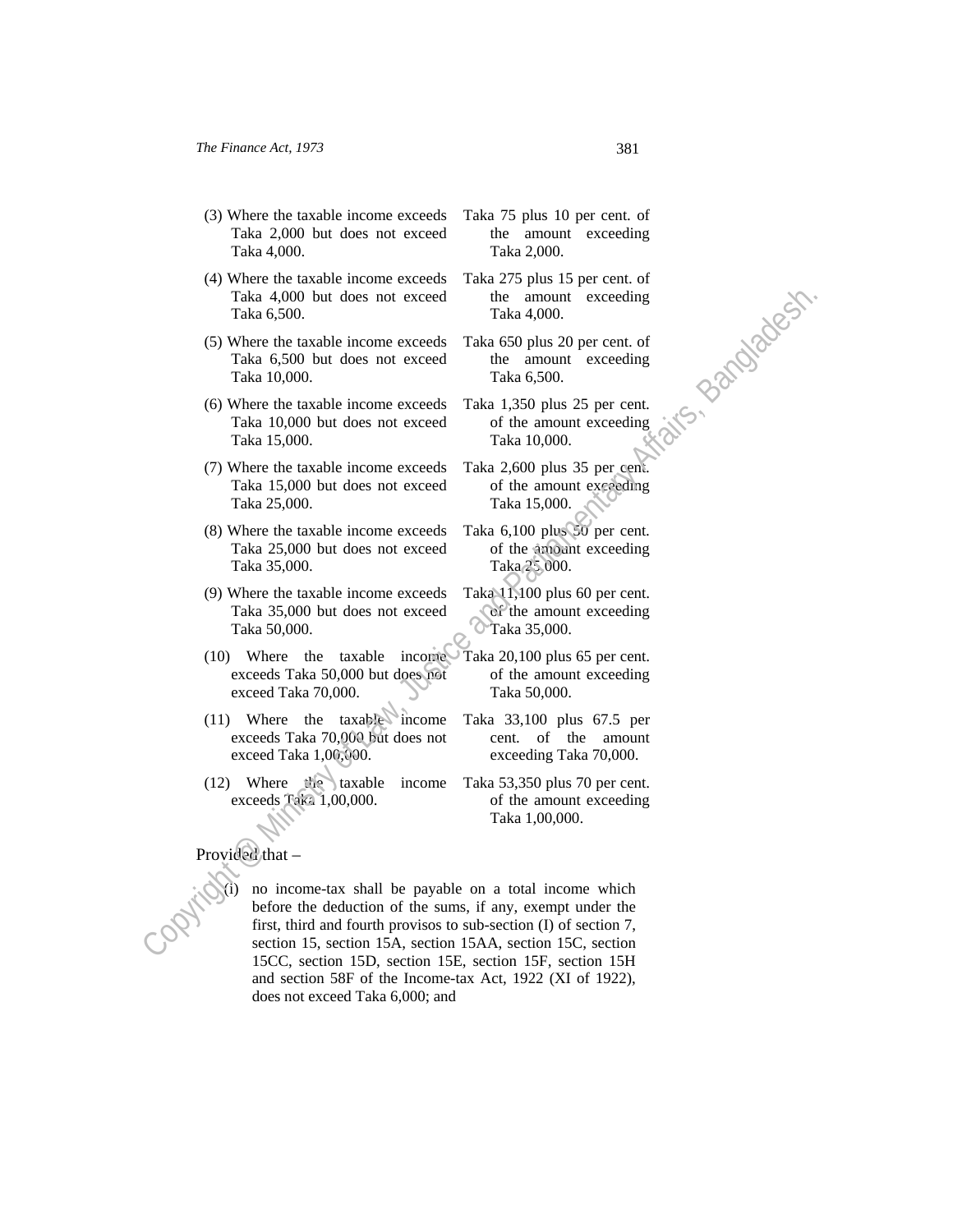| | |
|---|---|
| (3) Where the taxable income exceeds Taka 2,000 but does not exceed Taka 4,000. | Taka 75 plus 10 per cent. of the amount exceeding Taka 2,000. |
| (4) Where the taxable income exceeds Taka 4,000 but does not exceed Taka 6,500. | Taka 275 plus 15 per cent. of the amount exceeding Taka 4,000. |
| (5) Where the taxable income exceeds Taka 6,500 but does not exceed Taka 10,000. | Taka 650 plus 20 per cent. of the amount exceeding Taka 6,500. |
| (6) Where the taxable income exceeds Taka 10,000 but does not exceed Taka 15,000. | Taka 1,350 plus 25 per cent. of the amount exceeding Taka 10,000. |
| (7) Where the taxable income exceeds Taka 15,000 but does not exceed Taka 25,000. | Taka 2,600 plus 35 per cent. of the amount exceeding Taka 15,000. |
| (8) Where the taxable income exceeds Taka 25,000 but does not exceed Taka 35,000. | Taka 6,100 plus 50 per cent. of the amount exceeding Taka 25,000. |
| (9) Where the taxable income exceeds Taka 35,000 but does not exceed Taka 50,000. | Taka 11,100 plus 60 per cent. of the amount exceeding Taka 35,000. |
| (10) Where the taxable income exceeds Taka 50,000 but does not exceed Taka 70,000. | Taka 20,100 plus 65 per cent. of the amount exceeding Taka 50,000. |
| (11) Where the taxable income exceeds Taka 70,000 but does not exceed Taka 1,00,000. | Taka 33,100 plus 67.5 per cent. of the amount exceeding Taka 70,000. |
| (12) Where the taxable income exceeds Taka 1,00,000. | Taka 53,350 plus 70 per cent. of the amount exceeding Taka 1,00,000. |

Provided that –

(i) no income-tax shall be payable on a total income which before the deduction of the sums, if any, exempt under the first, third and fourth provisos to sub-section (I) of section 7, section 15, section 15A, section 15AA, section 15C, section 15CC, section 15D, section 15E, section 15F, section 15H and section 58F of the Income-tax Act, 1922 (XI of 1922), does not exceed Taka 6,000; and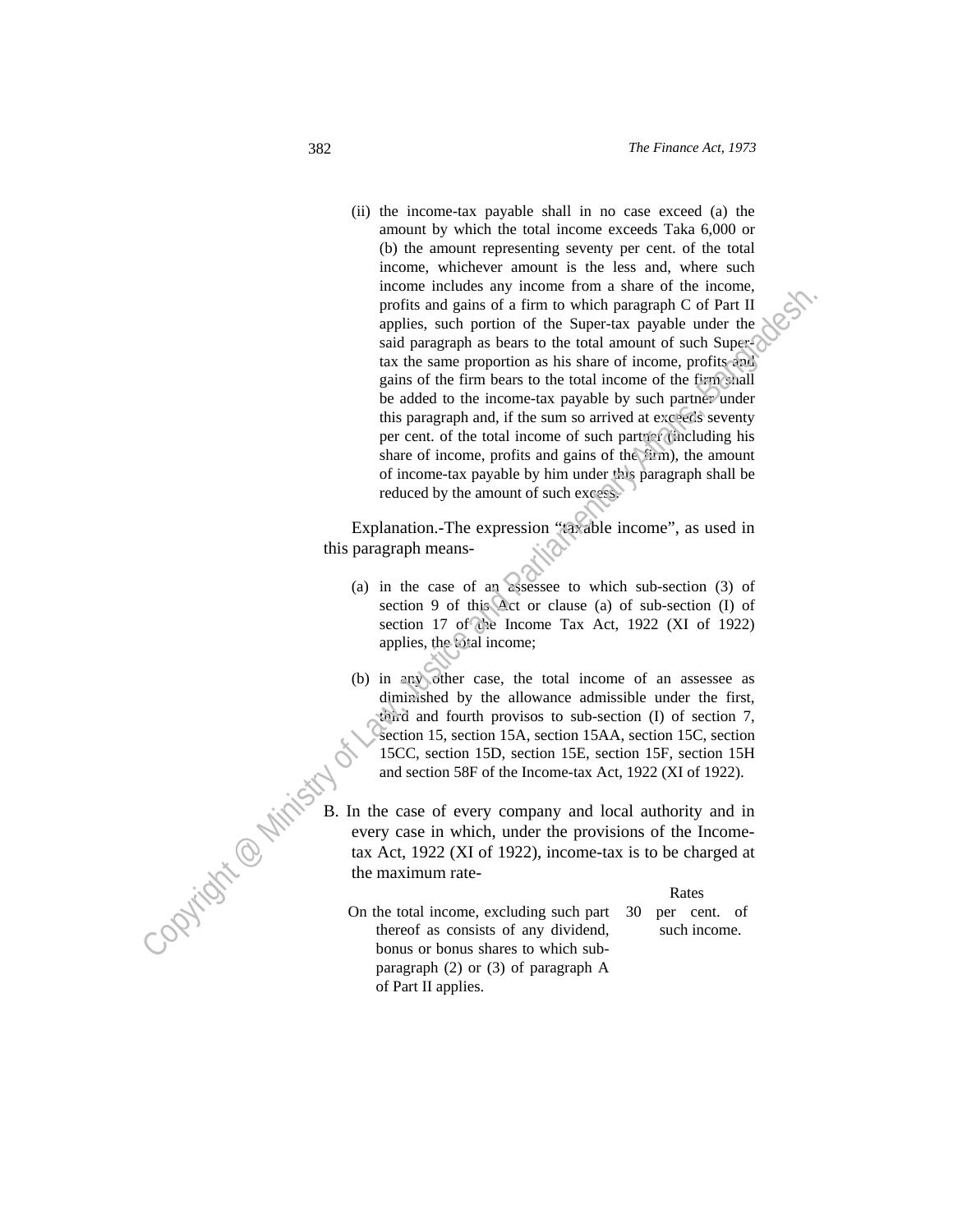(ii) the income-tax payable shall in no case exceed (a) the amount by which the total income exceeds Taka 6,000 or (b) the amount representing seventy per cent. of the total income, whichever amount is the less and, where such income includes any income from a share of the income, profits and gains of a firm to which paragraph C of Part II applies, such portion of the Super-tax payable under the said paragraph as bears to the total amount of such Super-tax the same proportion as his share of income, profits and gains of the firm bears to the total income of the firm shall be added to the income-tax payable by such partner under this paragraph and, if the sum so arrived at exceeds seventy per cent. of the total income of such partner (including his share of income, profits and gains of the firm), the amount of income-tax payable by him under this paragraph shall be reduced by the amount of such excess.

Explanation.-The expression "taxable income", as used in this paragraph means-

(a) in the case of an assessee to which sub-section (3) of section 9 of this Act or clause (a) of sub-section (I) of section 17 of the Income Tax Act, 1922 (XI of 1922) applies, the total income;

(b) in any other case, the total income of an assessee as diminished by the allowance admissible under the first, third and fourth provisos to sub-section (I) of section 7, section 15, section 15A, section 15AA, section 15C, section 15CC, section 15D, section 15E, section 15F, section 15H and section 58F of the Income-tax Act, 1922 (XI of 1922).

B. In the case of every company and local authority and in every case in which, under the provisions of the Income-tax Act, 1922 (XI of 1922), income-tax is to be charged at the maximum rate-

| | Rates |
|---|---|
| On the total income, excluding such part thereof as consists of any dividend, bonus or bonus shares to which sub-paragraph (2) or (3) of paragraph A of Part II applies. | 30 per cent. of such income. |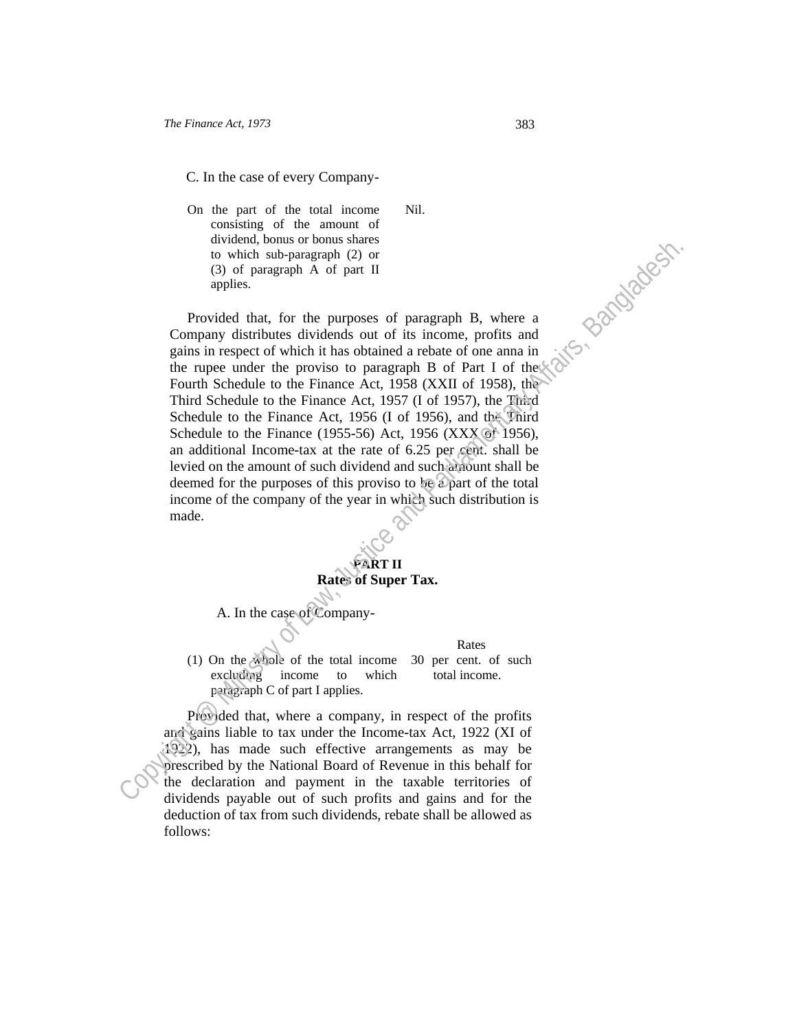C. In the case of every Company-

| | |
|---|---|
| On the part of the total income consisting of the amount of dividend, bonus or bonus shares to which sub-paragraph (2) or (3) of paragraph A of part II applies. | Nil. |

Provided that, for the purposes of paragraph B, where a Company distributes dividends out of its income, profits and gains in respect of which it has obtained a rebate of one anna in the rupee under the proviso to paragraph B of Part I of the Fourth Schedule to the Finance Act, 1958 (XXII of 1958), the Third Schedule to the Finance Act, 1957 (I of 1957), the Third Schedule to the Finance Act, 1956 (I of 1956), and the Third Schedule to the Finance (1955-56) Act, 1956 (XXX of 1956), an additional Income-tax at the rate of 6.25 per cent. shall be levied on the amount of such dividend and such amount shall be deemed for the purposes of this proviso to be a part of the total income of the company of the year in which such distribution is made.

## PART II
## Rates of Super Tax.

A. In the case of Company-

| | Rates |
|---|---|
| (1) On the whole of the total income excluding income to which paragraph C of part I applies. | 30 per cent. of such total income. |

Provided that, where a company, in respect of the profits and gains liable to tax under the Income-tax Act, 1922 (XI of 1922), has made such effective arrangements as may be prescribed by the National Board of Revenue in this behalf for the declaration and payment in the taxable territories of dividends payable out of such profits and gains and for the deduction of tax from such dividends, rebate shall be allowed as follows: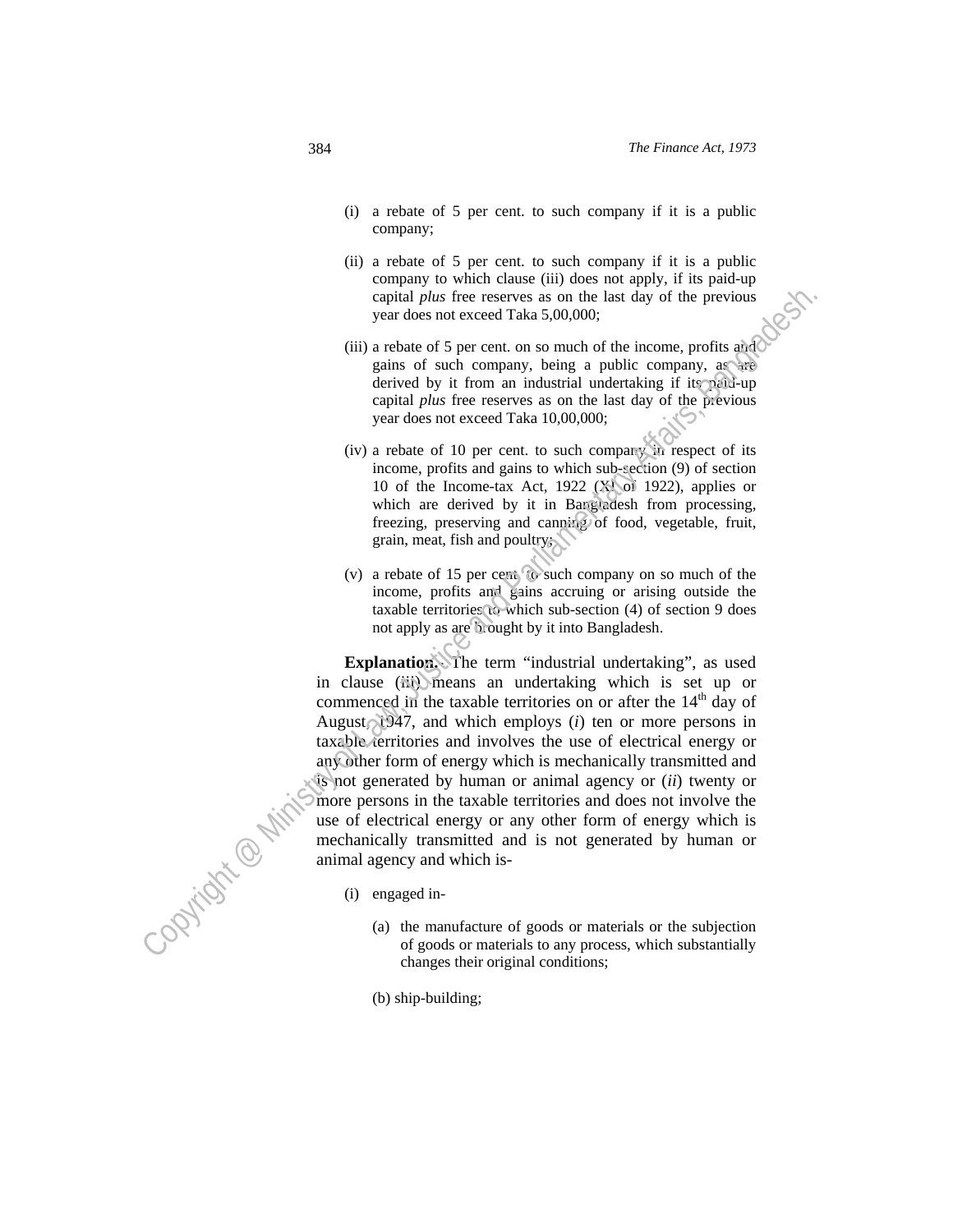(i) a rebate of 5 per cent. to such company if it is a public company;

(ii) a rebate of 5 per cent. to such company if it is a public company to which clause (iii) does not apply, if its paid-up capital *plus* free reserves as on the last day of the previous year does not exceed Taka 5,00,000;

(iii) a rebate of 5 per cent. on so much of the income, profits and gains of such company, being a public company, as are derived by it from an industrial undertaking if its paid-up capital *plus* free reserves as on the last day of the previous year does not exceed Taka 10,00,000;

(iv) a rebate of 10 per cent. to such company in respect of its income, profits and gains to which sub-section (9) of section 10 of the Income-tax Act, 1922 (XI of 1922), applies or which are derived by it in Bangladesh from processing, freezing, preserving and canning of food, vegetable, fruit, grain, meat, fish and poultry;

(v) a rebate of 15 per cent. to such company on so much of the income, profits and gains accruing or arising outside the taxable territories to which sub-section (4) of section 9 does not apply as are brought by it into Bangladesh.

**Explanation.**-The term "industrial undertaking", as used in clause (iii) means an undertaking which is set up or commenced in the taxable territories on or after the 14th day of August, 1947, and which employs (*i*) ten or more persons in taxable territories and involves the use of electrical energy or any other form of energy which is mechanically transmitted and is not generated by human or animal agency or (*ii*) twenty or more persons in the taxable territories and does not involve the use of electrical energy or any other form of energy which is mechanically transmitted and is not generated by human or animal agency and which is-

(i) engaged in-

(a) the manufacture of goods or materials or the subjection of goods or materials to any process, which substantially changes their original conditions;

(b) ship-building;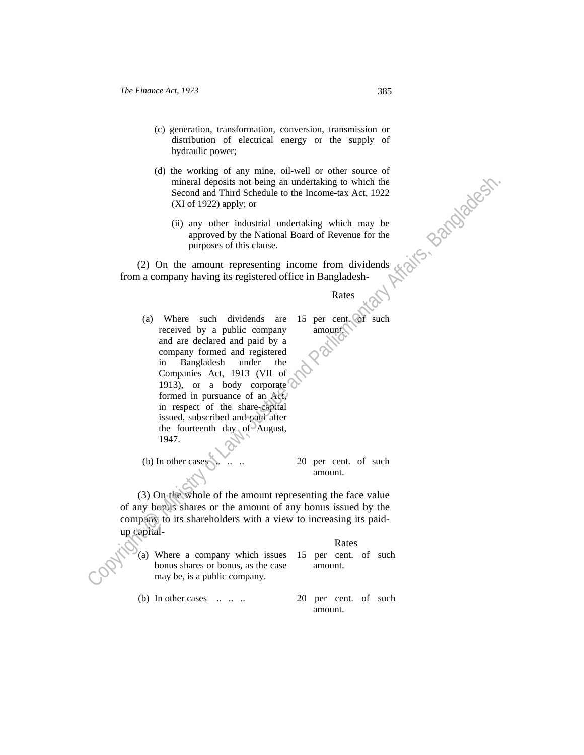(c) generation, transformation, conversion, transmission or distribution of electrical energy or the supply of hydraulic power;

(d) the working of any mine, oil-well or other source of mineral deposits not being an undertaking to which the Second and Third Schedule to the Income-tax Act, 1922 (XI of 1922) apply; or

(ii) any other industrial undertaking which may be approved by the National Board of Revenue for the purposes of this clause.

(2) On the amount representing income from dividends from a company having its registered office in Bangladesh-

| | Rates |
|---|---|
| (a) Where such dividends are received by a public company and are declared and paid by a company formed and registered in Bangladesh under the Companies Act, 1913 (VII of 1913), or a body corporate formed in pursuance of an Act, in respect of the share-capital issued, subscribed and paid after the fourteenth day of August, 1947. | 15 per cent. of such amount. |
| (b) In other cases .. .. .. | 20 per cent. of such amount. |

(3) On the whole of the amount representing the face value of any bonus shares or the amount of any bonus issued by the company to its shareholders with a view to increasing its paid-up capital-

| | Rates |
|---|---|
| (a) Where a company which issues bonus shares or bonus, as the case may be, is a public company. | 15 per cent. of such amount. |
| (b) In other cases .. .. .. | 20 per cent. of such amount. |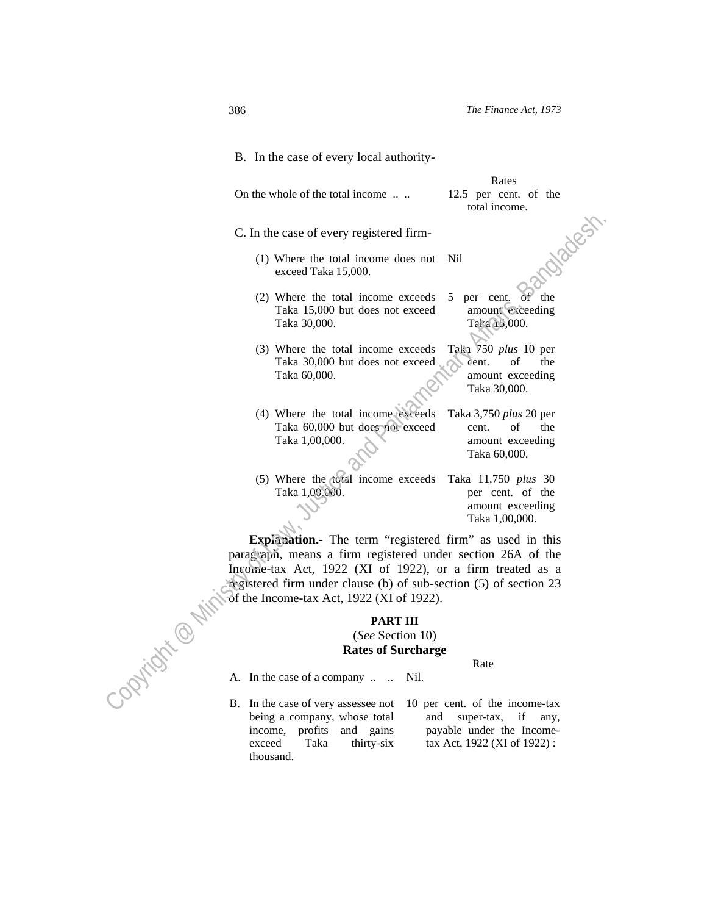B. In the case of every local authority-

| | Rates |
|---|---|
| On the whole of the total income .. .. | 12.5 per cent. of the total income. |

C. In the case of every registered firm-

| | |
|---|---|
| (1) Where the total income does not exceed Taka 15,000. | Nil |
| (2) Where the total income exceeds Taka 15,000 but does not exceed Taka 30,000. | 5 per cent. of the amount exceeding Taka 15,000. |
| (3) Where the total income exceeds Taka 30,000 but does not exceed Taka 60,000. | Taka 750 *plus* 10 per cent. of the amount exceeding Taka 30,000. |
| (4) Where the total income exceeds Taka 60,000 but does not exceed Taka 1,00,000. | Taka 3,750 *plus* 20 per cent. of the amount exceeding Taka 60,000. |
| (5) Where the total income exceeds Taka 1,00,000. | Taka 11,750 *plus* 30 per cent. of the amount exceeding Taka 1,00,000. |

**Explanation.-** The term "registered firm" as used in this paragraph, means a firm registered under section 26A of the Income-tax Act, 1922 (XI of 1922), or a firm treated as a registered firm under clause (b) of sub-section (5) of section 23 of the Income-tax Act, 1922 (XI of 1922).

**PART III**

(*See* Section 10)

**Rates of Surcharge**

| | Rate |
|---|---|
| A. In the case of a company .. .. | Nil. |
| B. In the case of very assessee not being a company, whose total income, profits and gains exceed Taka thirty-six thousand. | 10 per cent. of the income-tax and super-tax, if any, payable under the Income-tax Act, 1922 (XI of 1922) : |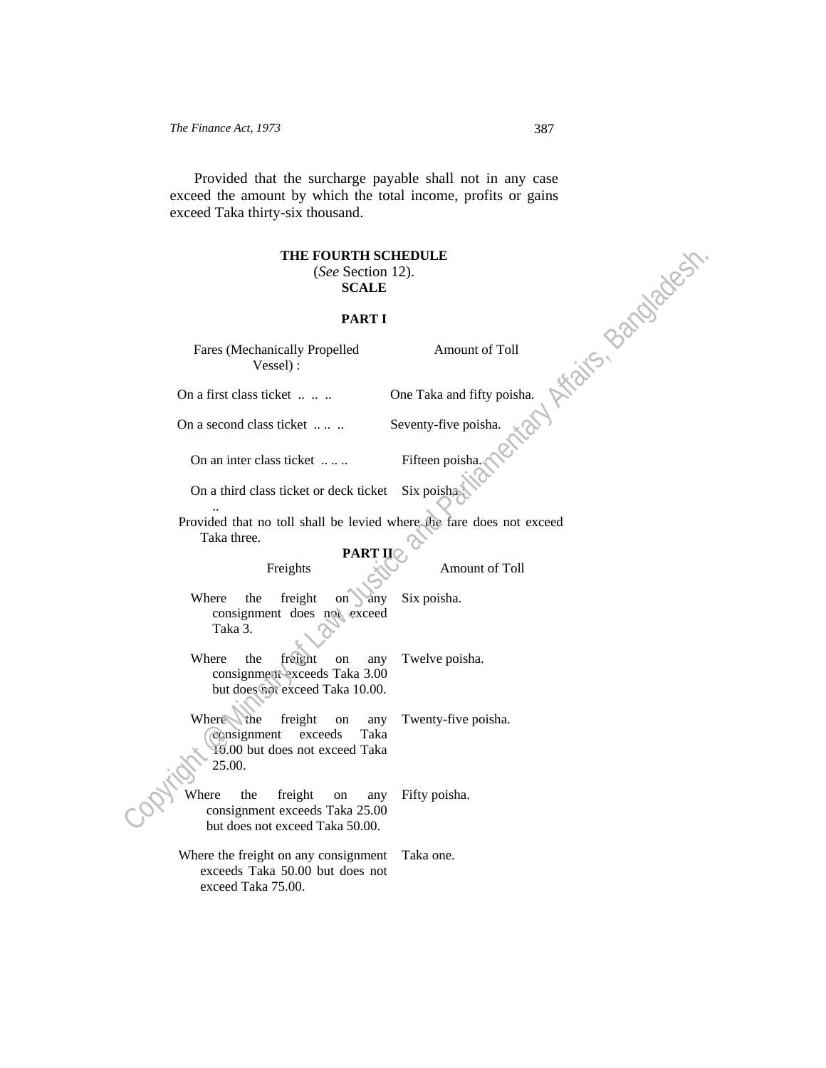Provided that the surcharge payable shall not in any case exceed the amount by which the total income, profits or gains exceed Taka thirty-six thousand.

**THE FOURTH SCHEDULE**

(*See* Section 12).

**SCALE**

**PART I**

| Fares (Mechanically Propelled Vessel) : | Amount of Toll |
|---|---|
| On a first class ticket .. .. .. | One Taka and fifty poisha. |
| On a second class ticket .. .. .. | Seventy-five poisha. |
| On an inter class ticket .. .. .. | Fifteen poisha. |
| On a third class ticket or deck ticket .. | Six poisha. |

Provided that no toll shall be levied where the fare does not exceed Taka three.

**PART II**

| Freights | Amount of Toll |
|---|---|
| Where the freight on any consignment does not exceed Taka 3. | Six poisha. |
| Where the freight on any consignment exceeds Taka 3.00 but does not exceed Taka 10.00. | Twelve poisha. |
| Where the freight on any consignment exceeds Taka 10.00 but does not exceed Taka 25.00. | Twenty-five poisha. |
| Where the freight on any consignment exceeds Taka 25.00 but does not exceed Taka 50.00. | Fifty poisha. |
| Where the freight on any consignment exceeds Taka 50.00 but does not exceed Taka 75.00. | Taka one. |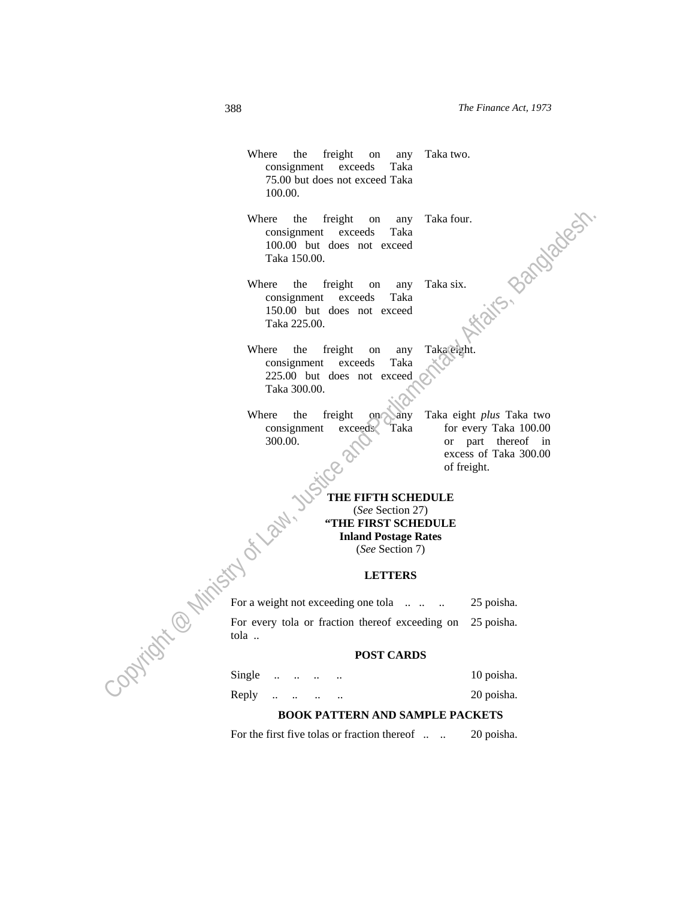| | |
|---|---|
| Where the freight on any consignment exceeds Taka 75.00 but does not exceed Taka 100.00. | Taka two. |
| Where the freight on any consignment exceeds Taka 100.00 but does not exceed Taka 150.00. | Taka four. |
| Where the freight on any consignment exceeds Taka 150.00 but does not exceed Taka 225.00. | Taka six. |
| Where the freight on any consignment exceeds Taka 225.00 but does not exceed Taka 300.00. | Taka eight. |
| Where the freight on any consignment exceeds Taka 300.00. | Taka eight *plus* Taka two for every Taka 100.00 or part thereof in excess of Taka 300.00 of freight. |

## THE FIFTH SCHEDULE

(*See* Section 27)

**"THE FIRST SCHEDULE**

**Inland Postage Rates**

(*See* Section 7)

### LETTERS

| | |
|---|---|
| For a weight not exceeding one tola .. .. .. | 25 poisha. |
| For every tola or fraction thereof exceeding on tola .. | 25 poisha. |

### POST CARDS

| | |
|---|---|
| Single .. .. .. .. | 10 poisha. |
| Reply .. .. .. .. | 20 poisha. |

### BOOK PATTERN AND SAMPLE PACKETS

| | |
|---|---|
| For the first five tolas or fraction thereof .. .. | 20 poisha. |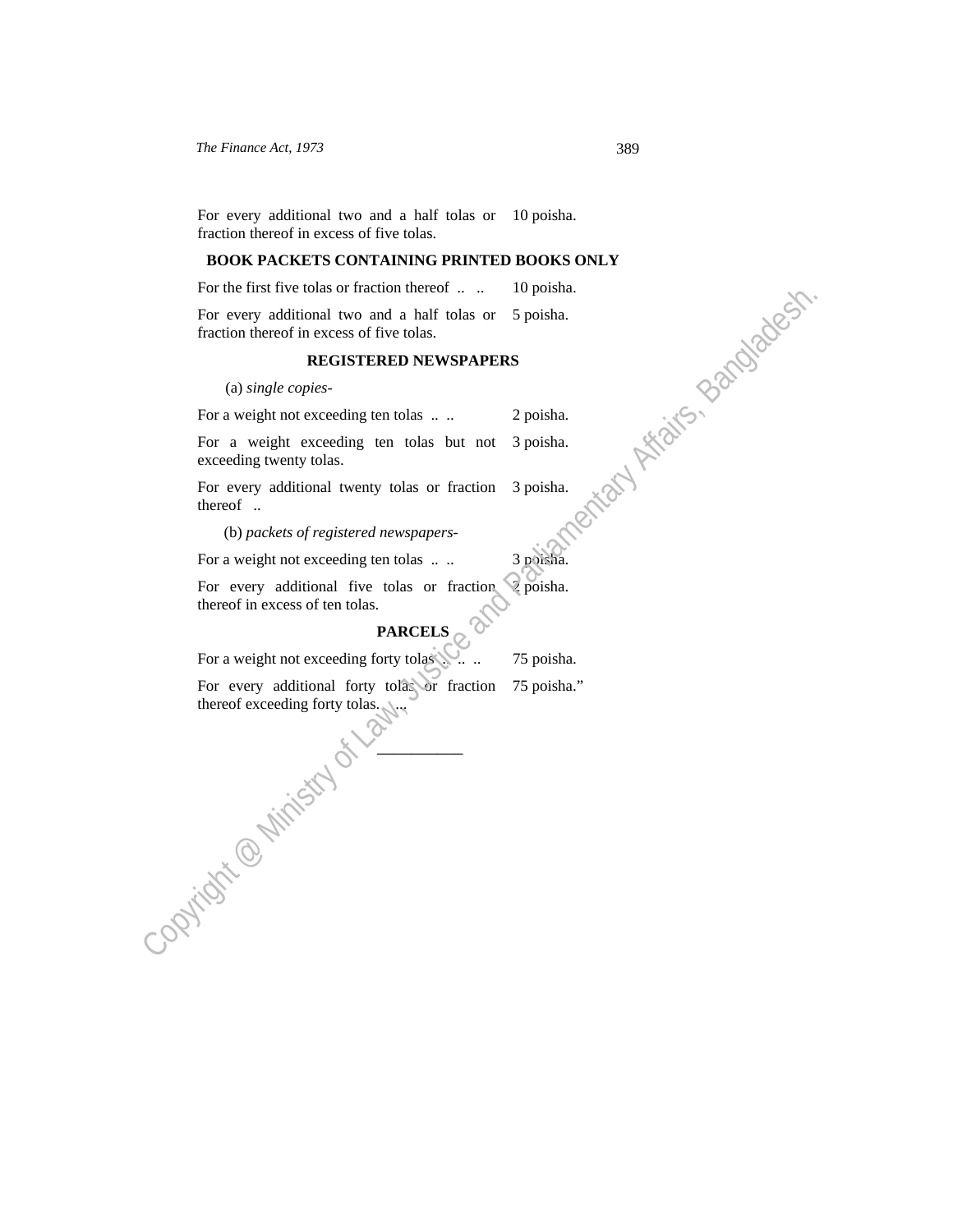| | |
|---|---|
| For every additional two and a half tolas or fraction thereof in excess of five tolas. | 10 poisha. |

**BOOK PACKETS CONTAINING PRINTED BOOKS ONLY**

| | |
|---|---|
| For the first five tolas or fraction thereof .. .. | 10 poisha. |
| For every additional two and a half tolas or fraction thereof in excess of five tolas. | 5 poisha. |

**REGISTERED NEWSPAPERS**

(a) *single copies-*

| | |
|---|---|
| For a weight not exceeding ten tolas .. .. | 2 poisha. |
| For a weight exceeding ten tolas but not exceeding twenty tolas. | 3 poisha. |
| For every additional twenty tolas or fraction thereof .. | 3 poisha. |

(b) *packets of registered newspapers-*

| | |
|---|---|
| For a weight not exceeding ten tolas .. .. | 3 poisha. |
| For every additional five tolas or fraction thereof in excess of ten tolas. | 2 poisha. |

**PARCELS**

| | |
|---|---|
| For a weight not exceeding forty tolas .. .. .. | 75 poisha. |
| For every additional forty tolas or fraction thereof exceeding forty tolas. .. | 75 poisha." |

___________